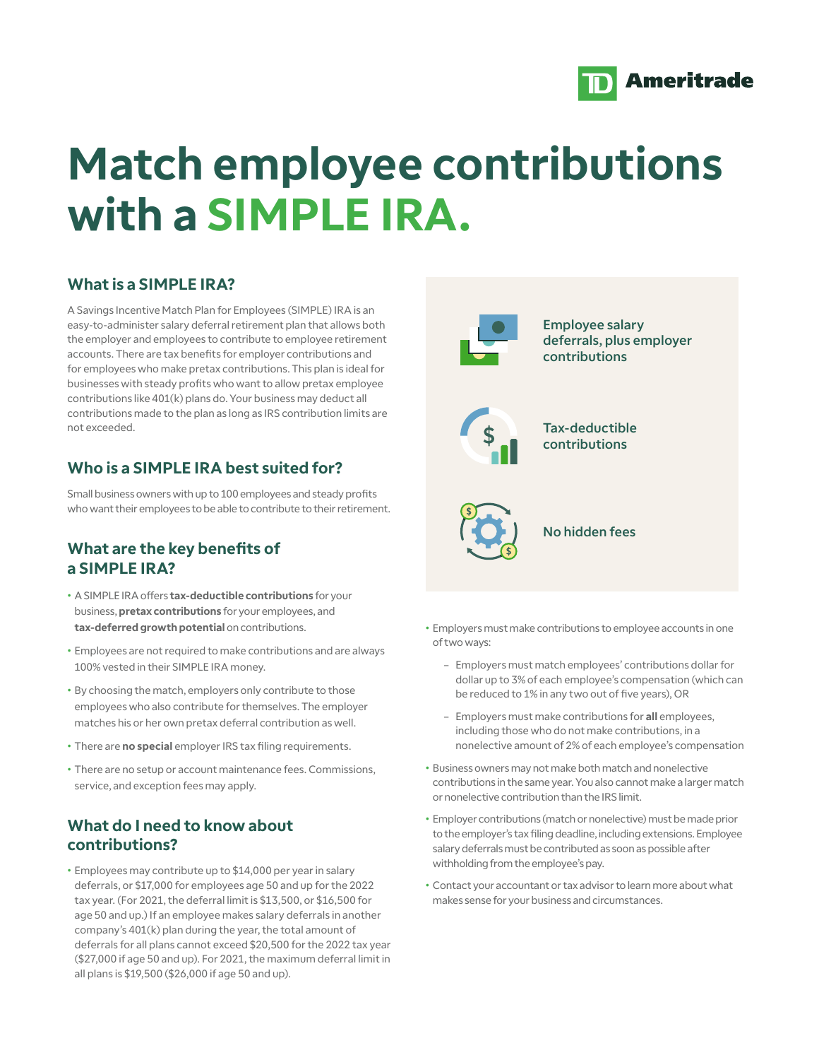# Match employee contributions with a SIMPLE IRA.

## What is a SIMPLE IRA?

A Savings Incentive Match Plan for Employees (SIMPLE) IRA is an easy-to-administer salary deferral retirement plan that allows both the employer and employees to contribute to employee retirement accounts. There are tax benefits for employer contributions and for employees who make pretax contributions. This plan is ideal for businesses with steady profits who want to allow pretax employee contributions like 401(k) plans do. Your business may deduct all contributions made to the plan as long as IRS contribution limits are not exceeded.

## Who is a SIMPLE IRA best suited for?

Small business owners with up to 100 employees and steady profits who want their employees to be able to contribute to their retirement.

## What are the key benefits of a SIMPLE IRA?

- A SIMPLE IRA offers **tax-deductible contributions** for your business, **pretax contributions** for your employees, and **tax-deferred growth potential** on contributions.
- Employees are not required to make contributions and are always 100% vested in their SIMPLE IRA money.
- By choosing the match, employers only contribute to those employees who also contribute for themselves. The employer matches his or her own pretax deferral contribution as well.
- There are **no special** employer IRS tax filing requirements.
- There are no setup or account maintenance fees. Commissions, service, and exception fees may apply.

## What do I need to know about contributions?

- Employees may contribute up to $14,000 per year in salary deferrals, or $17,000 for employees age 50 and up for the 2022 tax year. (For 2021, the deferral limit is $13,500, or $16,500 for age 50 and up.) If an employee makes salary deferrals in another company's 401(k) plan during the year, the total amount of deferrals for all plans cannot exceed $20,500 for the 2022 tax year ($27,000 if age 50 and up). For 2021, the maximum deferral limit in all plans is $19,500 ($26,000 if age 50 and up).

Employee salary deferrals, plus employer contributions

Tax-deductible contributions

No hidden fees

- Employers must make contributions to employee accounts in one of two ways:
  - Employers must match employees' contributions dollar for dollar up to 3% of each employee's compensation (which can be reduced to 1% in any two out of five years), OR
  - Employers must make contributions for **all** employees, including those who do not make contributions, in a nonelective amount of 2% of each employee's compensation
- Business owners may not make both match and nonelective contributions in the same year. You also cannot make a larger match or nonelective contribution than the IRS limit.
- Employer contributions (match or nonelective) must be made prior to the employer's tax filing deadline, including extensions. Employee salary deferrals must be contributed as soon as possible after withholding from the employee's pay.
- Contact your accountant or tax advisor to learn more about what makes sense for your business and circumstances.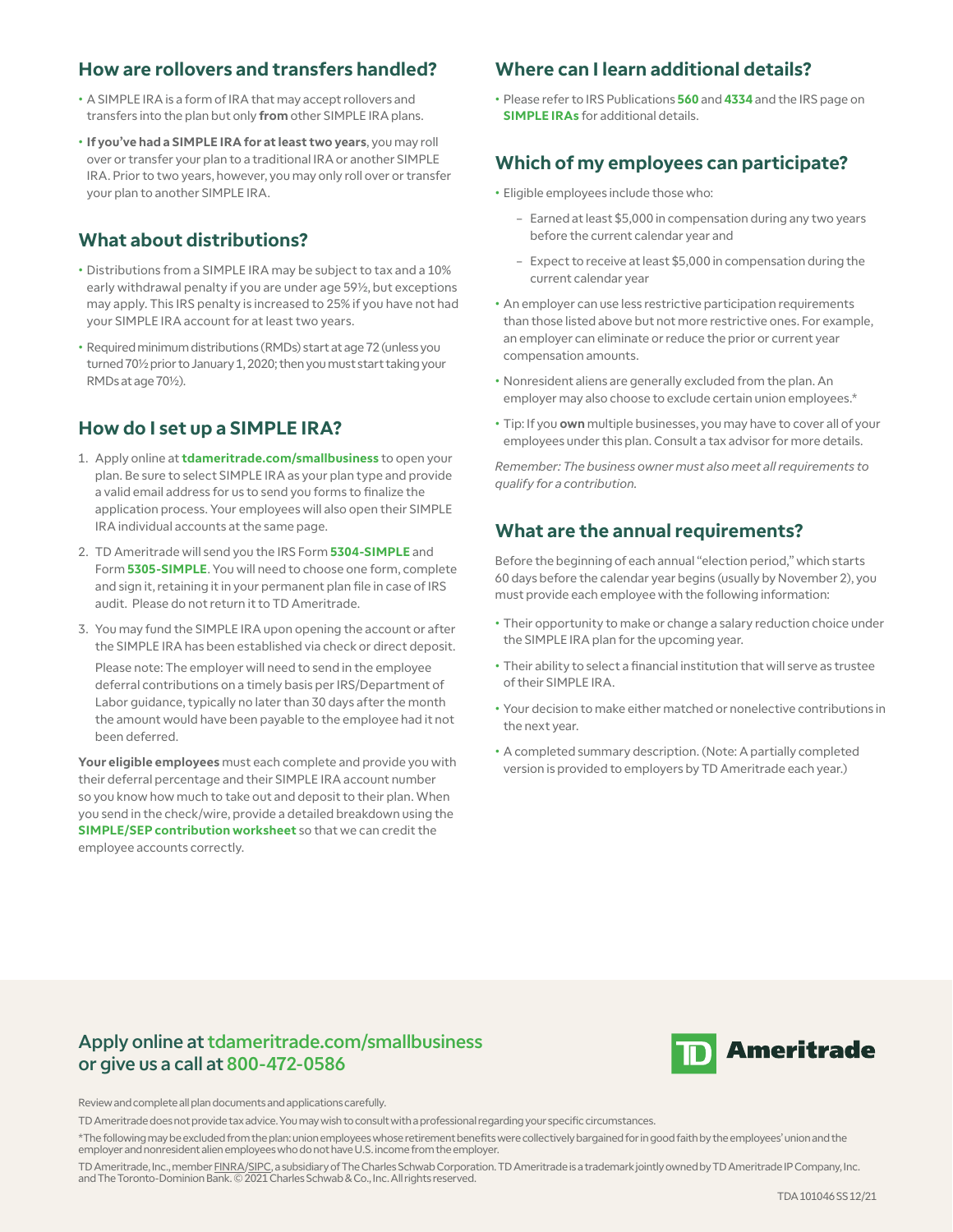## How are rollovers and transfers handled?

- A SIMPLE IRA is a form of IRA that may accept rollovers and transfers into the plan but only **from** other SIMPLE IRA plans.
- **If you've had a SIMPLE IRA for at least two years**, you may roll over or transfer your plan to a traditional IRA or another SIMPLE IRA. Prior to two years, however, you may only roll over or transfer your plan to another SIMPLE IRA.

## What about distributions?

- Distributions from a SIMPLE IRA may be subject to tax and a 10% early withdrawal penalty if you are under age 59½, but exceptions may apply. This IRS penalty is increased to 25% if you have not had your SIMPLE IRA account for at least two years.
- Required minimum distributions (RMDs) start at age 72 (unless you turned 70½ prior to January 1, 2020; then you must start taking your RMDs at age 70½).

## How do I set up a SIMPLE IRA?

1. Apply online at **tdameritrade.com/smallbusiness** to open your plan. Be sure to select SIMPLE IRA as your plan type and provide a valid email address for us to send you forms to finalize the application process. Your employees will also open their SIMPLE IRA individual accounts at the same page.
2. TD Ameritrade will send you the IRS Form **5304-SIMPLE** and Form **5305-SIMPLE**. You will need to choose one form, complete and sign it, retaining it in your permanent plan file in case of IRS audit. Please do not return it to TD Ameritrade.
3. You may fund the SIMPLE IRA upon opening the account or after the SIMPLE IRA has been established via check or direct deposit.

   Please note: The employer will need to send in the employee deferral contributions on a timely basis per IRS/Department of Labor guidance, typically no later than 30 days after the month the amount would have been payable to the employee had it not been deferred.

**Your eligible employees** must each complete and provide you with their deferral percentage and their SIMPLE IRA account number so you know how much to take out and deposit to their plan. When you send in the check/wire, provide a detailed breakdown using the **SIMPLE/SEP contribution worksheet** so that we can credit the employee accounts correctly.

## Where can I learn additional details?

- Please refer to IRS Publications **560** and **4334** and the IRS page on **SIMPLE IRAs** for additional details.

## Which of my employees can participate?

- Eligible employees include those who:
  - Earned at least $5,000 in compensation during any two years before the current calendar year and
  - Expect to receive at least $5,000 in compensation during the current calendar year
- An employer can use less restrictive participation requirements than those listed above but not more restrictive ones. For example, an employer can eliminate or reduce the prior or current year compensation amounts.
- Nonresident aliens are generally excluded from the plan. An employer may also choose to exclude certain union employees.*
- Tip: If you **own** multiple businesses, you may have to cover all of your employees under this plan. Consult a tax advisor for more details.

*Remember: The business owner must also meet all requirements to qualify for a contribution.*

## What are the annual requirements?

Before the beginning of each annual "election period," which starts 60 days before the calendar year begins (usually by November 2), you must provide each employee with the following information:

- Their opportunity to make or change a salary reduction choice under the SIMPLE IRA plan for the upcoming year.
- Their ability to select a financial institution that will serve as trustee of their SIMPLE IRA.
- Your decision to make either matched or nonelective contributions in the next year.
- A completed summary description. (Note: A partially completed version is provided to employers by TD Ameritrade each year.)

### Apply online at tdameritrade.com/smallbusiness or give us a call at 800-472-0586

TD Ameritrade

Review and complete all plan documents and applications carefully.

TD Ameritrade does not provide tax advice. You may wish to consult with a professional regarding your specific circumstances.

*The following may be excluded from the plan: union employees whose retirement benefits were collectively bargained for in good faith by the employees' union and the employer and nonresident alien employees who do not have U.S. income from the employer.

TD Ameritrade, Inc., member FINRA/SIPC, a subsidiary of The Charles Schwab Corporation. TD Ameritrade is a trademark jointly owned by TD Ameritrade IP Company, Inc. and The Toronto-Dominion Bank. © 2021 Charles Schwab & Co., Inc. All rights reserved.

TDA 101046 SS 12/21